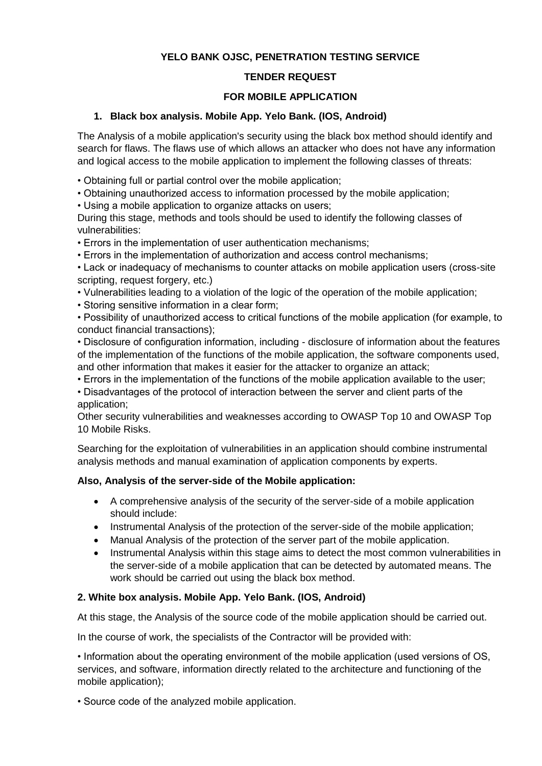**YELO BANK OJSC, PENETRATION TESTING SERVICE**

**TENDER REQUEST**

**FOR MOBILE APPLICATION**

### 1. Black box analysis. Mobile App. Yelo Bank. (IOS, Android)

The Analysis of a mobile application's security using the black box method should identify and search for flaws. The flaws use of which allows an attacker who does not have any information and logical access to the mobile application to implement the following classes of threats:

• Obtaining full or partial control over the mobile application;
• Obtaining unauthorized access to information processed by the mobile application;
• Using a mobile application to organize attacks on users;
During this stage, methods and tools should be used to identify the following classes of vulnerabilities:
• Errors in the implementation of user authentication mechanisms;
• Errors in the implementation of authorization and access control mechanisms;
• Lack or inadequacy of mechanisms to counter attacks on mobile application users (cross-site scripting, request forgery, etc.)
• Vulnerabilities leading to a violation of the logic of the operation of the mobile application;
• Storing sensitive information in a clear form;
• Possibility of unauthorized access to critical functions of the mobile application (for example, to conduct financial transactions);
• Disclosure of configuration information, including - disclosure of information about the features of the implementation of the functions of the mobile application, the software components used, and other information that makes it easier for the attacker to organize an attack;
• Errors in the implementation of the functions of the mobile application available to the user;
• Disadvantages of the protocol of interaction between the server and client parts of the application;
Other security vulnerabilities and weaknesses according to OWASP Top 10 and OWASP Top 10 Mobile Risks.

Searching for the exploitation of vulnerabilities in an application should combine instrumental analysis methods and manual examination of application components by experts.

**Also, Analysis of the server-side of the Mobile application:**

- A comprehensive analysis of the security of the server-side of a mobile application should include:
- Instrumental Analysis of the protection of the server-side of the mobile application;
- Manual Analysis of the protection of the server part of the mobile application.
- Instrumental Analysis within this stage aims to detect the most common vulnerabilities in the server-side of a mobile application that can be detected by automated means. The work should be carried out using the black box method.

### 2. White box analysis. Mobile App. Yelo Bank. (IOS, Android)

At this stage, the Analysis of the source code of the mobile application should be carried out.

In the course of work, the specialists of the Contractor will be provided with:

• Information about the operating environment of the mobile application (used versions of OS, services, and software, information directly related to the architecture and functioning of the mobile application);

• Source code of the analyzed mobile application.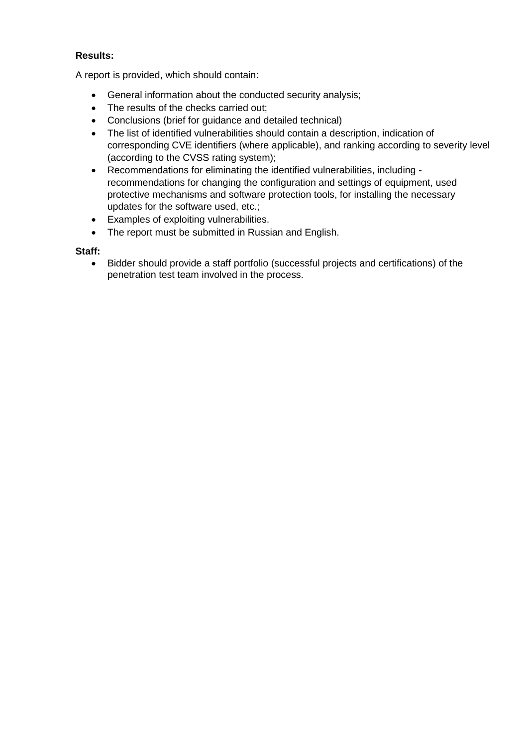**Results:**

A report is provided, which should contain:

- General information about the conducted security analysis;
- The results of the checks carried out;
- Conclusions (brief for guidance and detailed technical)
- The list of identified vulnerabilities should contain a description, indication of corresponding CVE identifiers (where applicable), and ranking according to severity level (according to the CVSS rating system);
- Recommendations for eliminating the identified vulnerabilities, including - recommendations for changing the configuration and settings of equipment, used protective mechanisms and software protection tools, for installing the necessary updates for the software used, etc.;
- Examples of exploiting vulnerabilities.
- The report must be submitted in Russian and English.

**Staff:**

- Bidder should provide a staff portfolio (successful projects and certifications) of the penetration test team involved in the process.